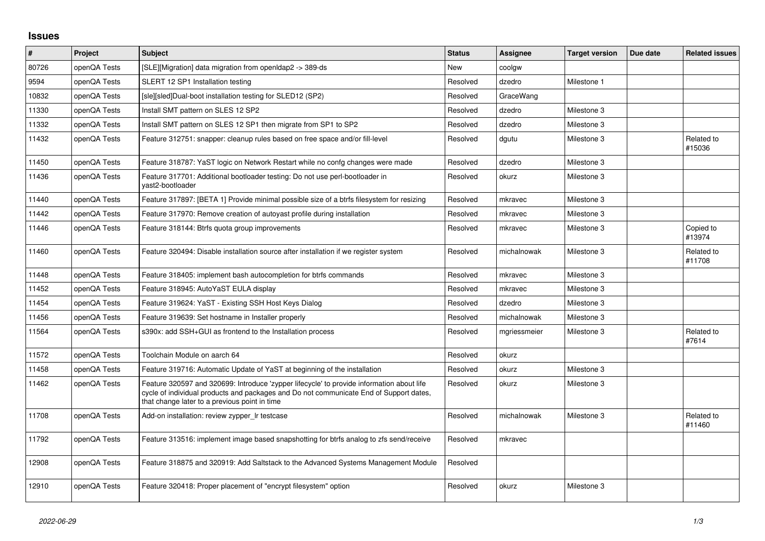# Issues

| # | Project | Subject | Status | Assignee | Target version | Due date | Related issues |
|---|---|---|---|---|---|---|---|
| 80726 | openQA Tests | [SLE][Migration] data migration from openldap2 -> 389-ds | New | coolgw | | | |
| 9594 | openQA Tests | SLERT 12 SP1 Installation testing | Resolved | dzedro | Milestone 1 | | |
| 10832 | openQA Tests | [sle][sled]Dual-boot installation testing for SLED12 (SP2) | Resolved | GraceWang | | | |
| 11330 | openQA Tests | Install SMT pattern on SLES 12 SP2 | Resolved | dzedro | Milestone 3 | | |
| 11332 | openQA Tests | Install SMT pattern on SLES 12 SP1 then migrate from SP1 to SP2 | Resolved | dzedro | Milestone 3 | | |
| 11432 | openQA Tests | Feature 312751: snapper: cleanup rules based on free space and/or fill-level | Resolved | dgutu | Milestone 3 | | Related to #15036 |
| 11450 | openQA Tests | Feature 318787: YaST logic on Network Restart while no confg changes were made | Resolved | dzedro | Milestone 3 | | |
| 11436 | openQA Tests | Feature 317701: Additional bootloader testing: Do not use perl-bootloader in yast2-bootloader | Resolved | okurz | Milestone 3 | | |
| 11440 | openQA Tests | Feature 317897: [BETA 1] Provide minimal possible size of a btrfs filesystem for resizing | Resolved | mkravec | Milestone 3 | | |
| 11442 | openQA Tests | Feature 317970: Remove creation of autoyast profile during installation | Resolved | mkravec | Milestone 3 | | |
| 11446 | openQA Tests | Feature 318144: Btrfs quota group improvements | Resolved | mkravec | Milestone 3 | | Copied to #13974 |
| 11460 | openQA Tests | Feature 320494: Disable installation source after installation if we register system | Resolved | michalnowak | Milestone 3 | | Related to #11708 |
| 11448 | openQA Tests | Feature 318405: implement bash autocompletion for btrfs commands | Resolved | mkravec | Milestone 3 | | |
| 11452 | openQA Tests | Feature 318945: AutoYaST EULA display | Resolved | mkravec | Milestone 3 | | |
| 11454 | openQA Tests | Feature 319624: YaST - Existing SSH Host Keys Dialog | Resolved | dzedro | Milestone 3 | | |
| 11456 | openQA Tests | Feature 319639: Set hostname in Installer properly | Resolved | michalnowak | Milestone 3 | | |
| 11564 | openQA Tests | s390x: add SSH+GUI as frontend to the Installation process | Resolved | mgriessmeier | Milestone 3 | | Related to #7614 |
| 11572 | openQA Tests | Toolchain Module on aarch 64 | Resolved | okurz | | | |
| 11458 | openQA Tests | Feature 319716: Automatic Update of YaST at beginning of the installation | Resolved | okurz | Milestone 3 | | |
| 11462 | openQA Tests | Feature 320597 and 320699: Introduce 'zypper lifecycle' to provide information about life cycle of individual products and packages and Do not communicate End of Support dates, that change later to a previous point in time | Resolved | okurz | Milestone 3 | | |
| 11708 | openQA Tests | Add-on installation: review zypper_lr testcase | Resolved | michalnowak | Milestone 3 | | Related to #11460 |
| 11792 | openQA Tests | Feature 313516: implement image based snapshotting for btrfs analog to zfs send/receive | Resolved | mkravec | | | |
| 12908 | openQA Tests | Feature 318875 and 320919: Add Saltstack to the Advanced Systems Management Module | Resolved | | | | |
| 12910 | openQA Tests | Feature 320418: Proper placement of "encrypt filesystem" option | Resolved | okurz | Milestone 3 | | |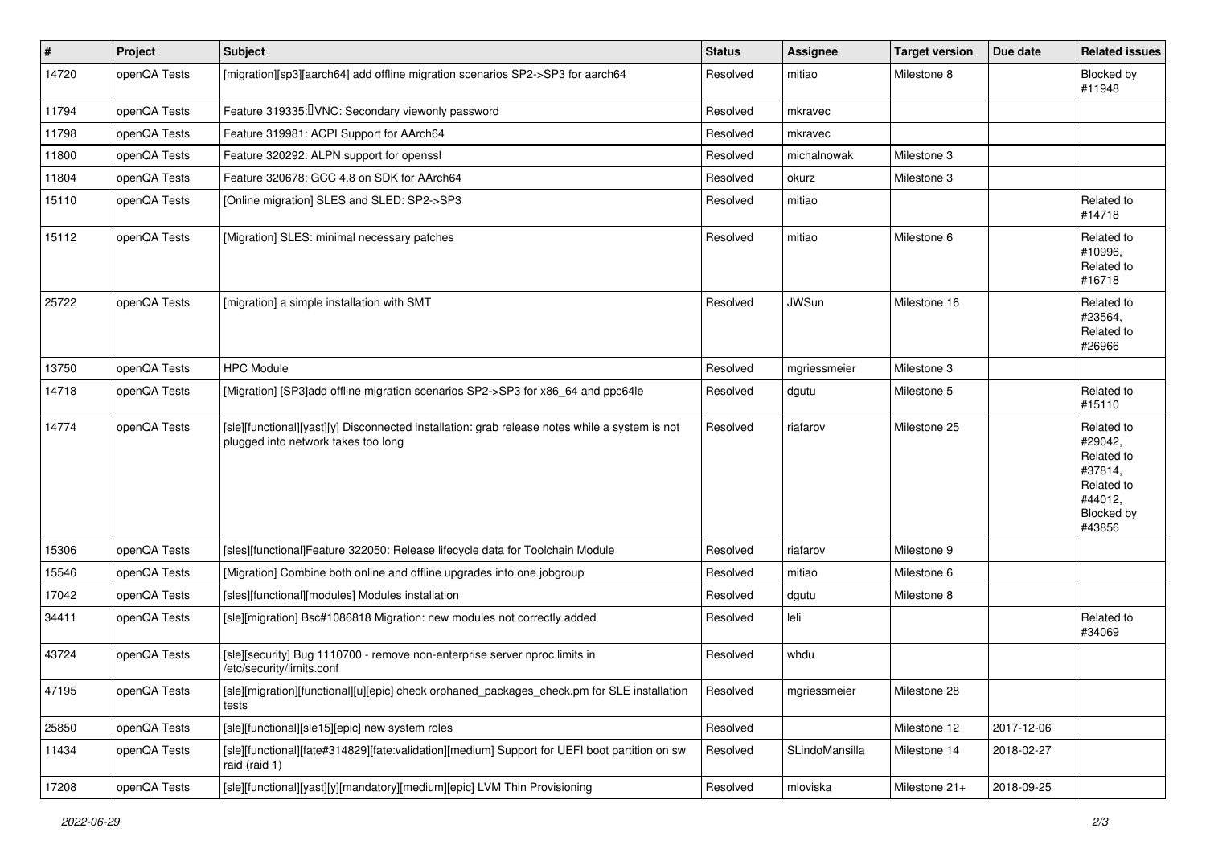| # | Project | Subject | Status | Assignee | Target version | Due date | Related issues |
|---|---|---|---|---|---|---|---|
| 14720 | openQA Tests | [migration][sp3][aarch64] add offline migration scenarios SP2->SP3 for aarch64 | Resolved | mitiao | Milestone 8 | | Blocked by #11948 |
| 11794 | openQA Tests | Feature 319335: VNC: Secondary viewonly password | Resolved | mkravec | | | |
| 11798 | openQA Tests | Feature 319981: ACPI Support for AArch64 | Resolved | mkravec | | | |
| 11800 | openQA Tests | Feature 320292: ALPN support for openssl | Resolved | michalnowak | Milestone 3 | | |
| 11804 | openQA Tests | Feature 320678: GCC 4.8 on SDK for AArch64 | Resolved | okurz | Milestone 3 | | |
| 15110 | openQA Tests | [Online migration] SLES and SLED: SP2->SP3 | Resolved | mitiao | | | Related to #14718 |
| 15112 | openQA Tests | [Migration] SLES: minimal necessary patches | Resolved | mitiao | Milestone 6 | | Related to #10996, Related to #16718 |
| 25722 | openQA Tests | [migration] a simple installation with SMT | Resolved | JWSun | Milestone 16 | | Related to #23564, Related to #26966 |
| 13750 | openQA Tests | HPC Module | Resolved | mgriessmeier | Milestone 3 | | |
| 14718 | openQA Tests | [Migration] [SP3]add offline migration scenarios SP2->SP3 for x86_64 and ppc64le | Resolved | dgutu | Milestone 5 | | Related to #15110 |
| 14774 | openQA Tests | [sle][functional][yast][y] Disconnected installation: grab release notes while a system is not plugged into network takes too long | Resolved | riafarov | Milestone 25 | | Related to #29042, Related to #37814, Related to #44012, Blocked by #43856 |
| 15306 | openQA Tests | [sles][functional]Feature 322050: Release lifecycle data for Toolchain Module | Resolved | riafarov | Milestone 9 | | |
| 15546 | openQA Tests | [Migration] Combine both online and offline upgrades into one jobgroup | Resolved | mitiao | Milestone 6 | | |
| 17042 | openQA Tests | [sles][functional][modules] Modules installation | Resolved | dgutu | Milestone 8 | | |
| 34411 | openQA Tests | [sle][migration] Bsc#1086818 Migration: new modules not correctly added | Resolved | leli | | | Related to #34069 |
| 43724 | openQA Tests | [sle][security] Bug 1110700 - remove non-enterprise server nproc limits in /etc/security/limits.conf | Resolved | whdu | | | |
| 47195 | openQA Tests | [sle][migration][functional][u][epic] check orphaned_packages_check.pm for SLE installation tests | Resolved | mgriessmeier | Milestone 28 | | |
| 25850 | openQA Tests | [sle][functional][sle15][epic] new system roles | Resolved | | Milestone 12 | 2017-12-06 | |
| 11434 | openQA Tests | [sle][functional][fate#314829][fate:validation][medium] Support for UEFI boot partition on sw raid (raid 1) | Resolved | SLindoMansilla | Milestone 14 | 2018-02-27 | |
| 17208 | openQA Tests | [sle][functional][yast][y][mandatory][medium][epic] LVM Thin Provisioning | Resolved | mloviska | Milestone 21+ | 2018-09-25 | |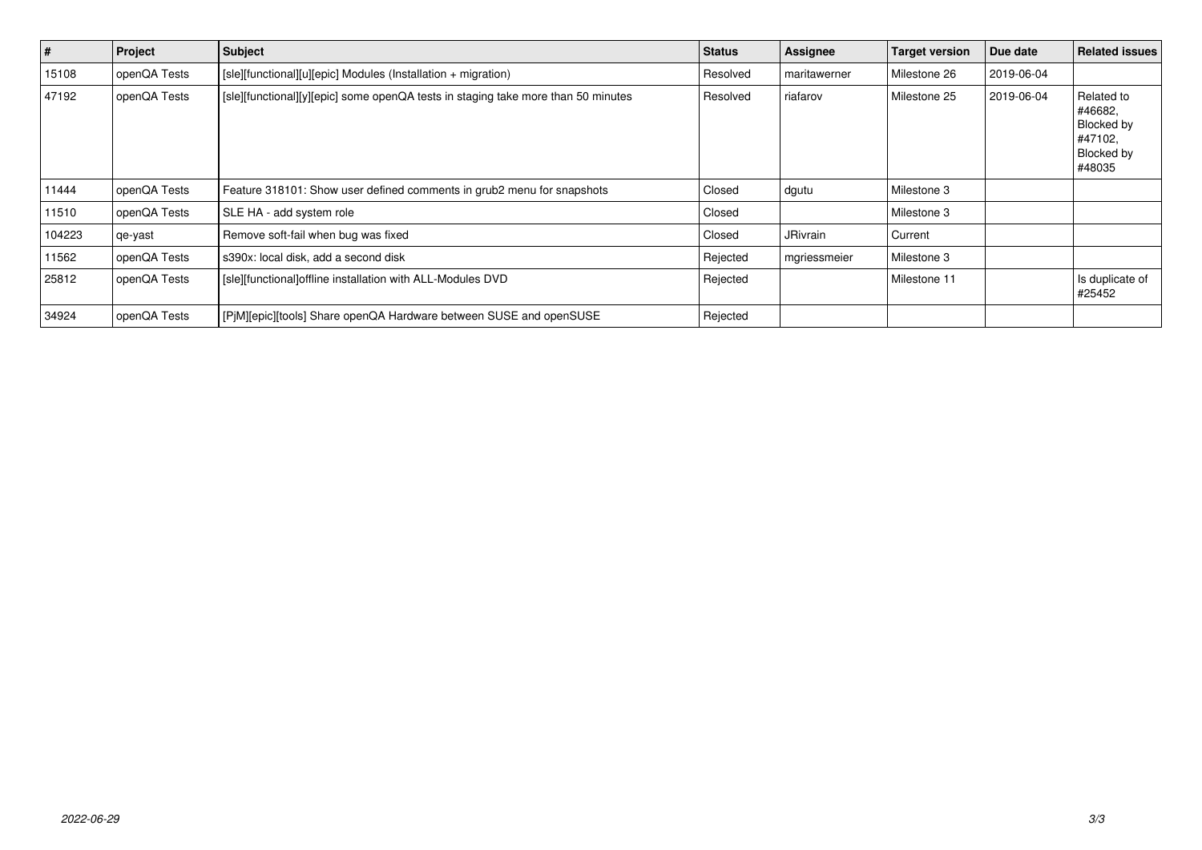| # | Project | Subject | Status | Assignee | Target version | Due date | Related issues |
|---|---|---|---|---|---|---|---|
| 15108 | openQA Tests | [sle][functional][u][epic] Modules (Installation + migration) | Resolved | maritawerner | Milestone 26 | 2019-06-04 | |
| 47192 | openQA Tests | [sle][functional][y][epic] some openQA tests in staging take more than 50 minutes | Resolved | riafarov | Milestone 25 | 2019-06-04 | Related to #46682, Blocked by #47102, Blocked by #48035 |
| 11444 | openQA Tests | Feature 318101: Show user defined comments in grub2 menu for snapshots | Closed | dgutu | Milestone 3 | | |
| 11510 | openQA Tests | SLE HA - add system role | Closed | | Milestone 3 | | |
| 104223 | qe-yast | Remove soft-fail when bug was fixed | Closed | JRivrain | Current | | |
| 11562 | openQA Tests | s390x: local disk, add a second disk | Rejected | mgriessmeier | Milestone 3 | | |
| 25812 | openQA Tests | [sle][functional]offline installation with ALL-Modules DVD | Rejected | | Milestone 11 | | Is duplicate of #25452 |
| 34924 | openQA Tests | [PjM][epic][tools] Share openQA Hardware between SUSE and openSUSE | Rejected | | | | |

*2022-06-29*